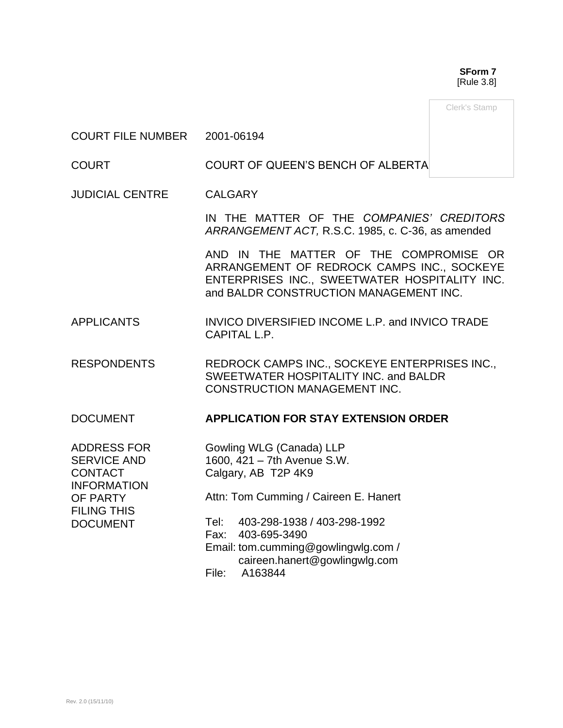**SForm 7**
[Rule 3.8]

Clerk's Stamp

| | |
|---|---|
| COURT FILE NUMBER | 2001-06194 |
| COURT | COURT OF QUEEN'S BENCH OF ALBERTA |
| JUDICIAL CENTRE | CALGARY |
| | IN THE MATTER OF THE *COMPANIES' CREDITORS ARRANGEMENT ACT,* R.S.C. 1985, c. C-36, as amended |
| | AND IN THE MATTER OF THE COMPROMISE OR ARRANGEMENT OF REDROCK CAMPS INC., SOCKEYE ENTERPRISES INC., SWEETWATER HOSPITALITY INC. and BALDR CONSTRUCTION MANAGEMENT INC. |
| APPLICANTS | INVICO DIVERSIFIED INCOME L.P. and INVICO TRADE CAPITAL L.P. |
| RESPONDENTS | REDROCK CAMPS INC., SOCKEYE ENTERPRISES INC., SWEETWATER HOSPITALITY INC. and BALDR CONSTRUCTION MANAGEMENT INC. |
| DOCUMENT | **APPLICATION FOR STAY EXTENSION ORDER** |
| ADDRESS FOR SERVICE AND CONTACT INFORMATION OF PARTY FILING THIS DOCUMENT | Gowling WLG (Canada) LLP<br>1600, 421 – 7th Avenue S.W.<br>Calgary, AB T2P 4K9<br><br>Attn: Tom Cumming / Caireen E. Hanert<br><br>Tel: 403-298-1938 / 403-298-1992<br>Fax: 403-695-3490<br>Email: tom.cumming@gowlingwlg.com / caireen.hanert@gowlingwlg.com<br>File: A163844 |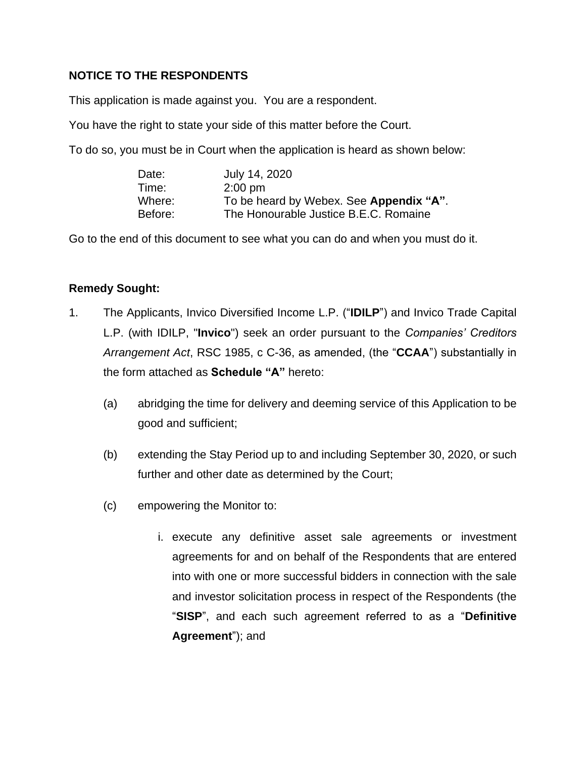**NOTICE TO THE RESPONDENTS**

This application is made against you. You are a respondent.

You have the right to state your side of this matter before the Court.

To do so, you must be in Court when the application is heard as shown below:

| | |
|---|---|
| Date: | July 14, 2020 |
| Time: | 2:00 pm |
| Where: | To be heard by Webex. See **Appendix "A"**. |
| Before: | The Honourable Justice B.E.C. Romaine |

Go to the end of this document to see what you can do and when you must do it.

**Remedy Sought:**

1. The Applicants, Invico Diversified Income L.P. ("**IDILP**") and Invico Trade Capital L.P. (with IDILP, "**Invico**") seek an order pursuant to the *Companies' Creditors Arrangement Act*, RSC 1985, c C-36, as amended, (the "**CCAA**") substantially in the form attached as **Schedule "A"** hereto:

   (a) abridging the time for delivery and deeming service of this Application to be good and sufficient;

   (b) extending the Stay Period up to and including September 30, 2020, or such further and other date as determined by the Court;

   (c) empowering the Monitor to:

      i. execute any definitive asset sale agreements or investment agreements for and on behalf of the Respondents that are entered into with one or more successful bidders in connection with the sale and investor solicitation process in respect of the Respondents (the "**SISP**", and each such agreement referred to as a "**Definitive Agreement**"); and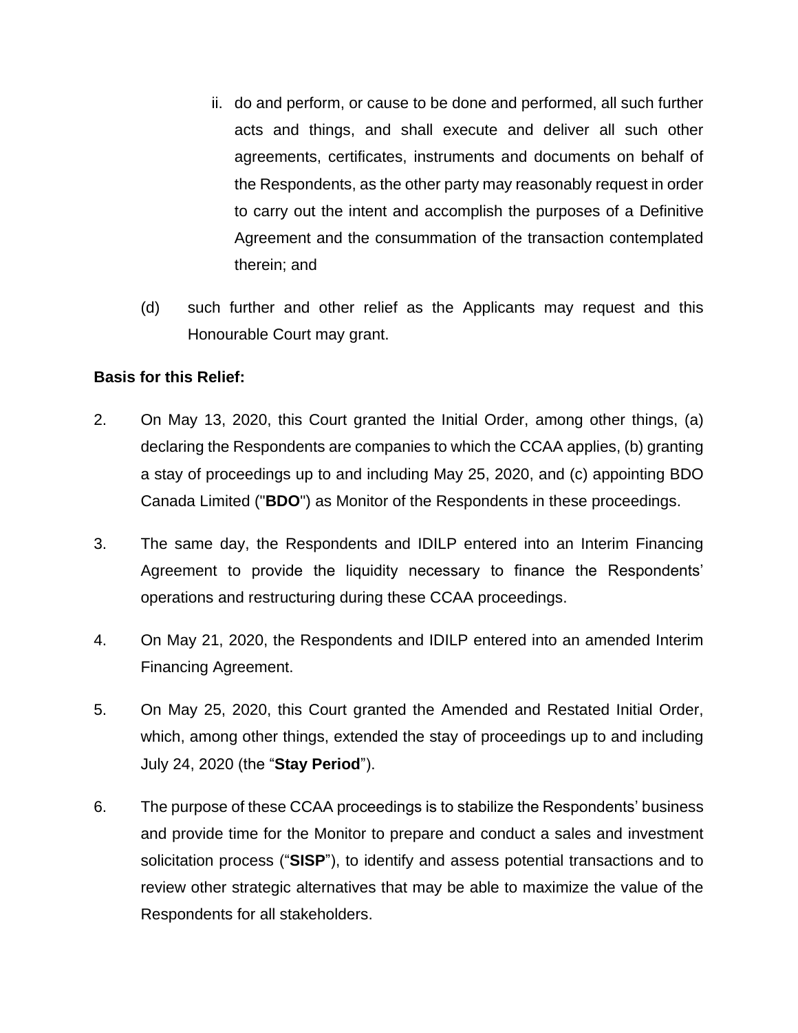ii. do and perform, or cause to be done and performed, all such further acts and things, and shall execute and deliver all such other agreements, certificates, instruments and documents on behalf of the Respondents, as the other party may reasonably request in order to carry out the intent and accomplish the purposes of a Definitive Agreement and the consummation of the transaction contemplated therein; and

(d) such further and other relief as the Applicants may request and this Honourable Court may grant.

**Basis for this Relief:**

2. On May 13, 2020, this Court granted the Initial Order, among other things, (a) declaring the Respondents are companies to which the CCAA applies, (b) granting a stay of proceedings up to and including May 25, 2020, and (c) appointing BDO Canada Limited ("**BDO**") as Monitor of the Respondents in these proceedings.

3. The same day, the Respondents and IDILP entered into an Interim Financing Agreement to provide the liquidity necessary to finance the Respondents' operations and restructuring during these CCAA proceedings.

4. On May 21, 2020, the Respondents and IDILP entered into an amended Interim Financing Agreement.

5. On May 25, 2020, this Court granted the Amended and Restated Initial Order, which, among other things, extended the stay of proceedings up to and including July 24, 2020 (the "**Stay Period**").

6. The purpose of these CCAA proceedings is to stabilize the Respondents' business and provide time for the Monitor to prepare and conduct a sales and investment solicitation process ("**SISP**"), to identify and assess potential transactions and to review other strategic alternatives that may be able to maximize the value of the Respondents for all stakeholders.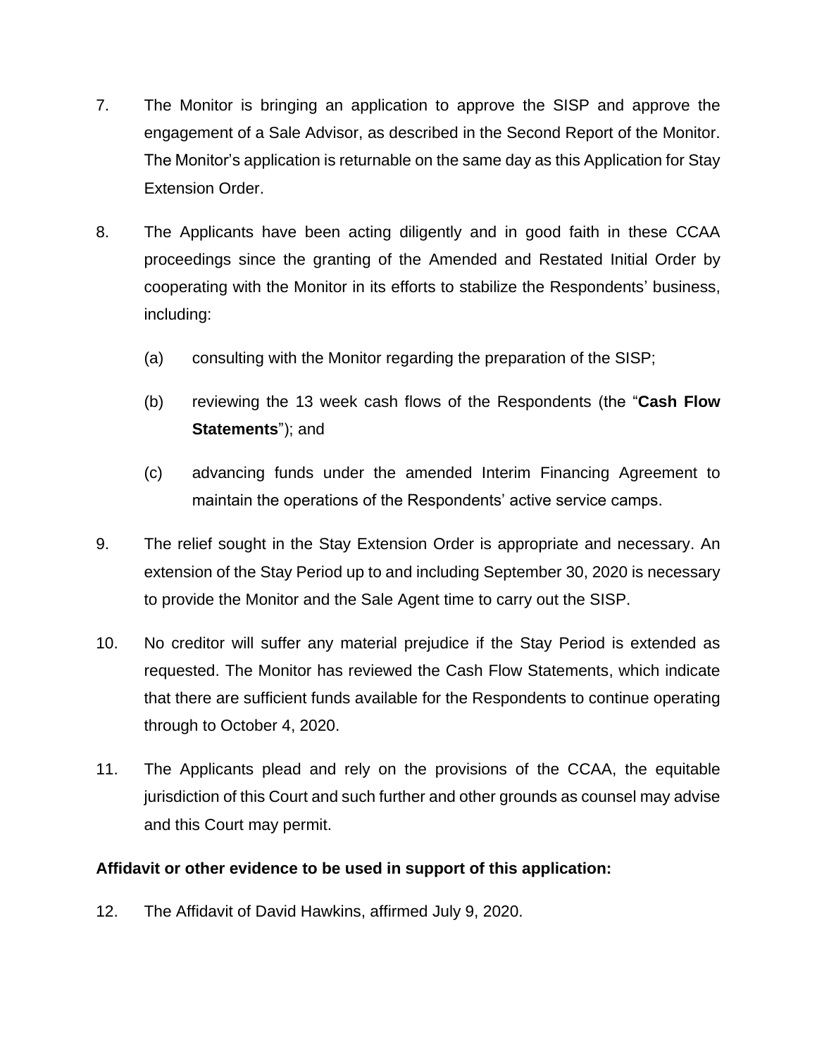7. The Monitor is bringing an application to approve the SISP and approve the engagement of a Sale Advisor, as described in the Second Report of the Monitor. The Monitor's application is returnable on the same day as this Application for Stay Extension Order.

8. The Applicants have been acting diligently and in good faith in these CCAA proceedings since the granting of the Amended and Restated Initial Order by cooperating with the Monitor in its efforts to stabilize the Respondents' business, including:

   (a) consulting with the Monitor regarding the preparation of the SISP;

   (b) reviewing the 13 week cash flows of the Respondents (the "**Cash Flow Statements**"); and

   (c) advancing funds under the amended Interim Financing Agreement to maintain the operations of the Respondents' active service camps.

9. The relief sought in the Stay Extension Order is appropriate and necessary. An extension of the Stay Period up to and including September 30, 2020 is necessary to provide the Monitor and the Sale Agent time to carry out the SISP.

10. No creditor will suffer any material prejudice if the Stay Period is extended as requested. The Monitor has reviewed the Cash Flow Statements, which indicate that there are sufficient funds available for the Respondents to continue operating through to October 4, 2020.

11. The Applicants plead and rely on the provisions of the CCAA, the equitable jurisdiction of this Court and such further and other grounds as counsel may advise and this Court may permit.

**Affidavit or other evidence to be used in support of this application:**

12. The Affidavit of David Hawkins, affirmed July 9, 2020.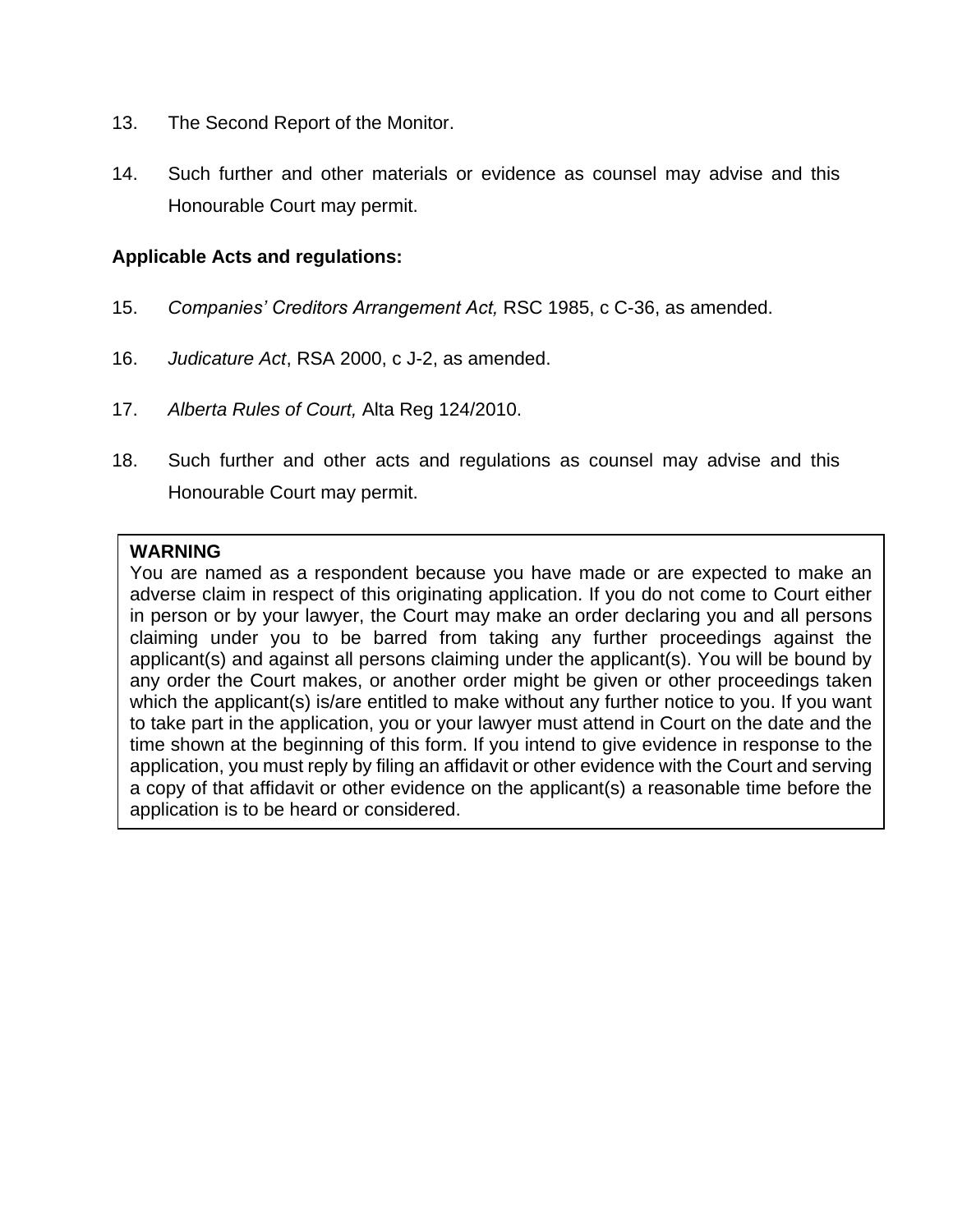13. The Second Report of the Monitor.

14. Such further and other materials or evidence as counsel may advise and this Honourable Court may permit.

**Applicable Acts and regulations:**

15. *Companies' Creditors Arrangement Act,* RSC 1985, c C-36, as amended.

16. *Judicature Act*, RSA 2000, c J-2, as amended.

17. *Alberta Rules of Court,* Alta Reg 124/2010.

18. Such further and other acts and regulations as counsel may advise and this Honourable Court may permit.

> **WARNING**
> You are named as a respondent because you have made or are expected to make an adverse claim in respect of this originating application. If you do not come to Court either in person or by your lawyer, the Court may make an order declaring you and all persons claiming under you to be barred from taking any further proceedings against the applicant(s) and against all persons claiming under the applicant(s). You will be bound by any order the Court makes, or another order might be given or other proceedings taken which the applicant(s) is/are entitled to make without any further notice to you. If you want to take part in the application, you or your lawyer must attend in Court on the date and the time shown at the beginning of this form. If you intend to give evidence in response to the application, you must reply by filing an affidavit or other evidence with the Court and serving a copy of that affidavit or other evidence on the applicant(s) a reasonable time before the application is to be heard or considered.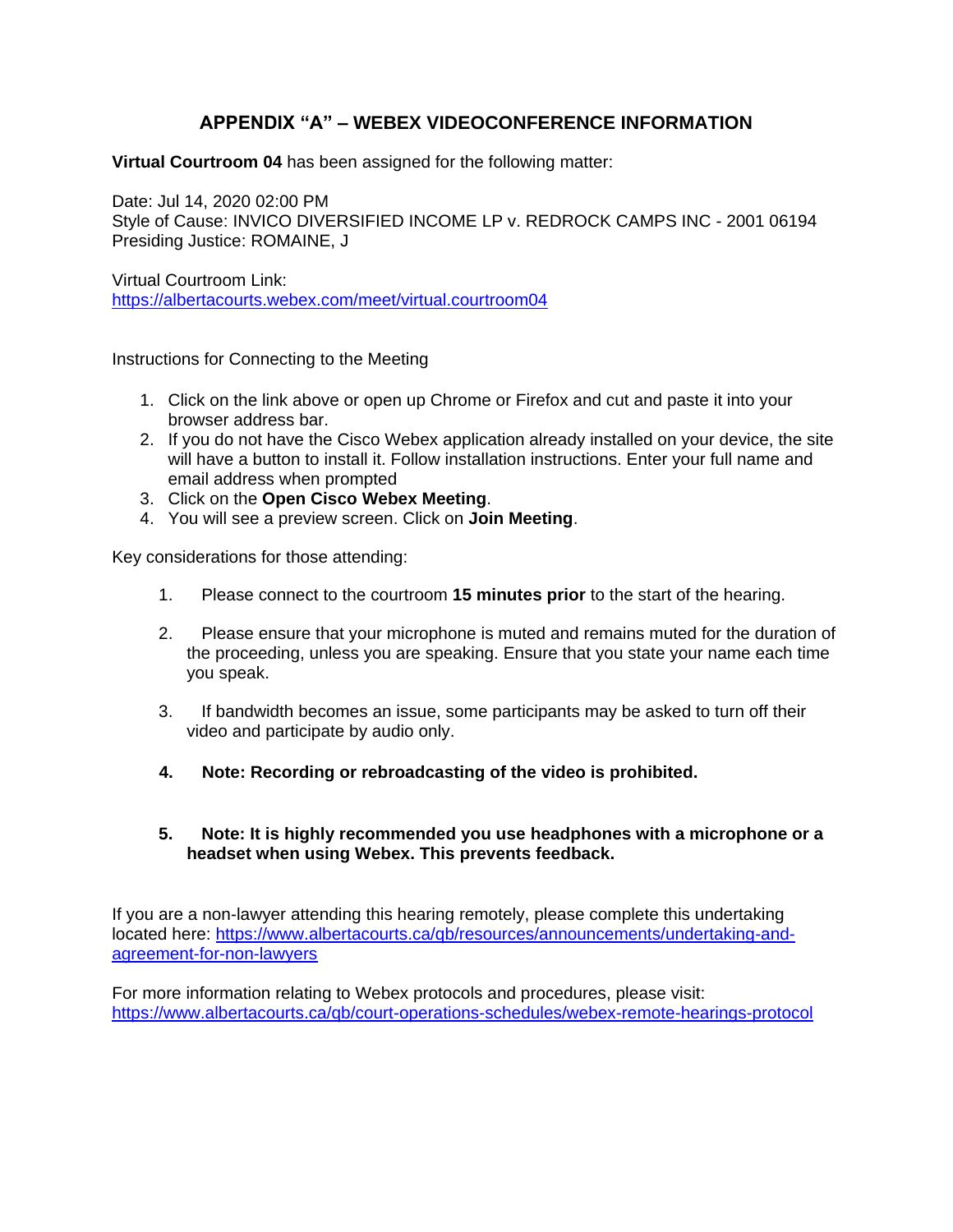# APPENDIX "A" – WEBEX VIDEOCONFERENCE INFORMATION

**Virtual Courtroom 04** has been assigned for the following matter:

Date: Jul 14, 2020 02:00 PM
Style of Cause: INVICO DIVERSIFIED INCOME LP v. REDROCK CAMPS INC - 2001 06194
Presiding Justice: ROMAINE, J

Virtual Courtroom Link:
https://albertacourts.webex.com/meet/virtual.courtroom04

Instructions for Connecting to the Meeting

1. Click on the link above or open up Chrome or Firefox and cut and paste it into your browser address bar.
2. If you do not have the Cisco Webex application already installed on your device, the site will have a button to install it. Follow installation instructions. Enter your full name and email address when prompted
3. Click on the **Open Cisco Webex Meeting**.
4. You will see a preview screen. Click on **Join Meeting**.

Key considerations for those attending:

1. Please connect to the courtroom **15 minutes prior** to the start of the hearing.

2. Please ensure that your microphone is muted and remains muted for the duration of the proceeding, unless you are speaking. Ensure that you state your name each time you speak.

3. If bandwidth becomes an issue, some participants may be asked to turn off their video and participate by audio only.

4. **Note: Recording or rebroadcasting of the video is prohibited.**

5. **Note: It is highly recommended you use headphones with a microphone or a headset when using Webex. This prevents feedback.**

If you are a non-lawyer attending this hearing remotely, please complete this undertaking located here: https://www.albertacourts.ca/qb/resources/announcements/undertaking-and-agreement-for-non-lawyers

For more information relating to Webex protocols and procedures, please visit: https://www.albertacourts.ca/qb/court-operations-schedules/webex-remote-hearings-protocol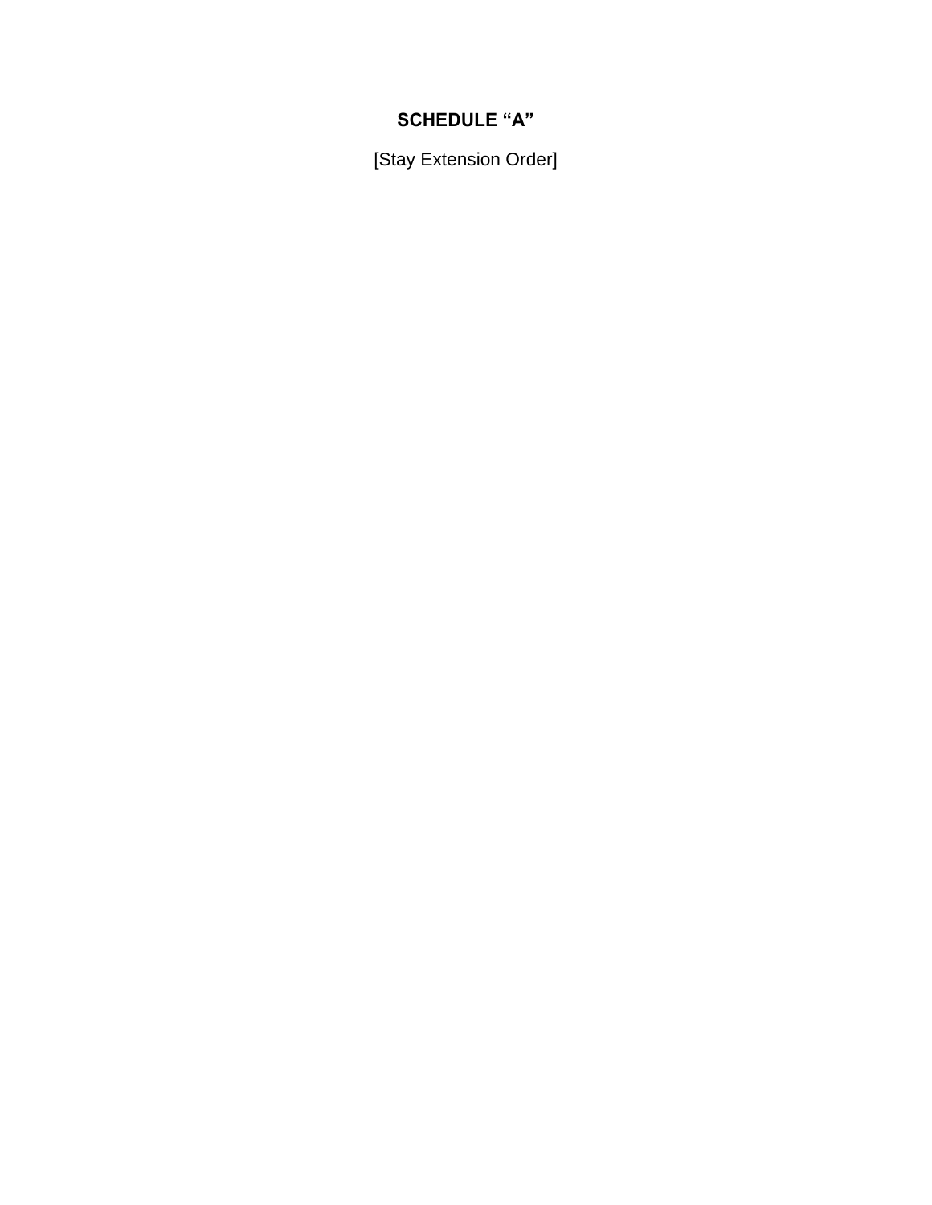# SCHEDULE “A”

[Stay Extension Order]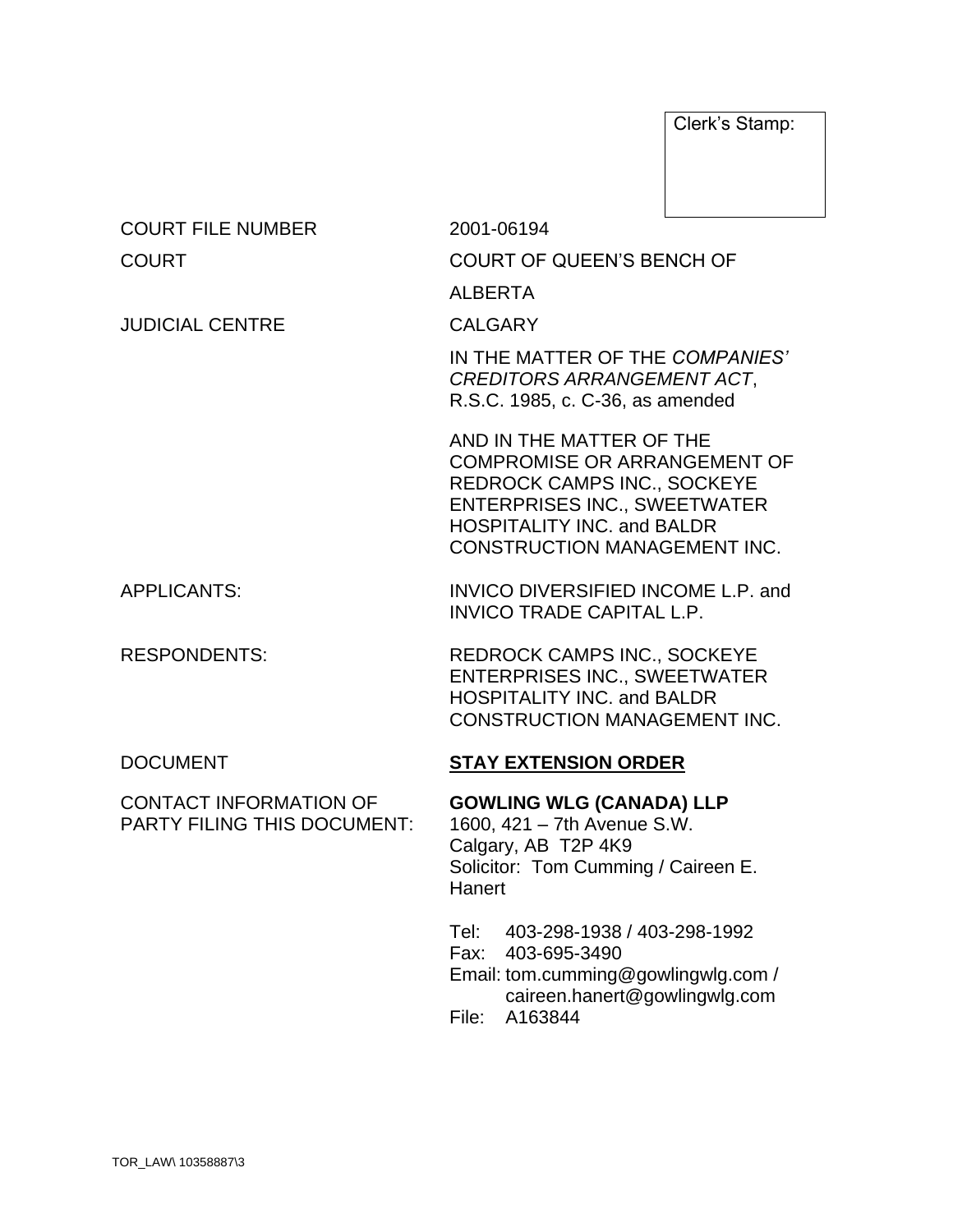Clerk's Stamp:

| | |
|---|---|
| COURT FILE NUMBER | 2001-06194 |
| COURT | COURT OF QUEEN'S BENCH OF ALBERTA |
| JUDICIAL CENTRE | CALGARY |
| | IN THE MATTER OF THE *COMPANIES' CREDITORS ARRANGEMENT ACT*, R.S.C. 1985, c. C-36, as amended |
| | AND IN THE MATTER OF THE COMPROMISE OR ARRANGEMENT OF REDROCK CAMPS INC., SOCKEYE ENTERPRISES INC., SWEETWATER HOSPITALITY INC. and BALDR CONSTRUCTION MANAGEMENT INC. |
| APPLICANTS: | INVICO DIVERSIFIED INCOME L.P. and INVICO TRADE CAPITAL L.P. |
| RESPONDENTS: | REDROCK CAMPS INC., SOCKEYE ENTERPRISES INC., SWEETWATER HOSPITALITY INC. and BALDR CONSTRUCTION MANAGEMENT INC. |
| DOCUMENT | **STAY EXTENSION ORDER** |
| CONTACT INFORMATION OF PARTY FILING THIS DOCUMENT: | **GOWLING WLG (CANADA) LLP**<br>1600, 421 – 7th Avenue S.W.<br>Calgary, AB T2P 4K9<br>Solicitor: Tom Cumming / Caireen E. Hanert<br><br>Tel: 403-298-1938 / 403-298-1992<br>Fax: 403-695-3490<br>Email: tom.cumming@gowlingwlg.com / caireen.hanert@gowlingwlg.com<br>File: A163844 |

TOR_LAW\ 10358887\3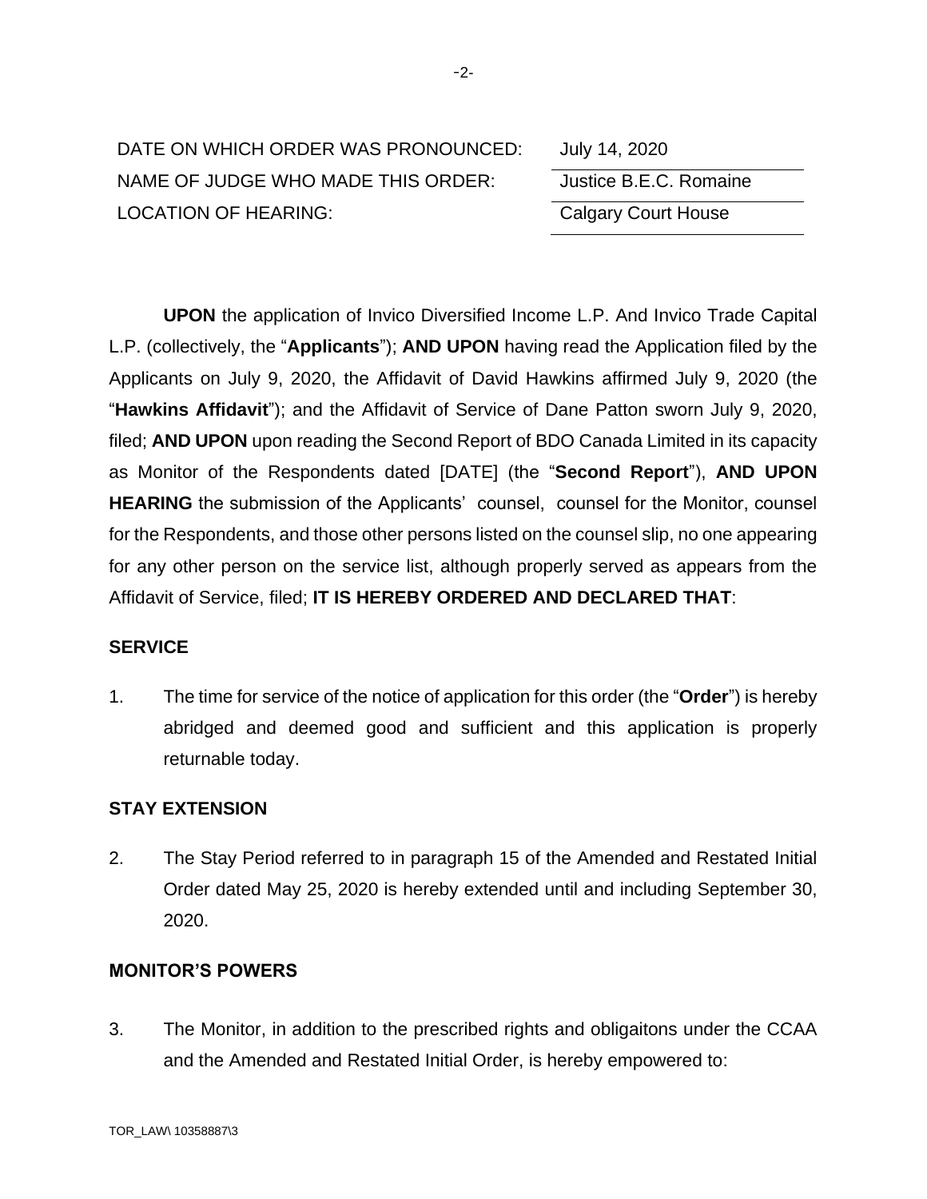DATE ON WHICH ORDER WAS PRONOUNCED: July 14, 2020

NAME OF JUDGE WHO MADE THIS ORDER: Justice B.E.C. Romaine

LOCATION OF HEARING: Calgary Court House

**UPON** the application of Invico Diversified Income L.P. And Invico Trade Capital L.P. (collectively, the "**Applicants**"); **AND UPON** having read the Application filed by the Applicants on July 9, 2020, the Affidavit of David Hawkins affirmed July 9, 2020 (the "**Hawkins Affidavit**"); and the Affidavit of Service of Dane Patton sworn July 9, 2020, filed; **AND UPON** upon reading the Second Report of BDO Canada Limited in its capacity as Monitor of the Respondents dated [DATE] (the "**Second Report**"), **AND UPON HEARING** the submission of the Applicants' counsel, counsel for the Monitor, counsel for the Respondents, and those other persons listed on the counsel slip, no one appearing for any other person on the service list, although properly served as appears from the Affidavit of Service, filed; **IT IS HEREBY ORDERED AND DECLARED THAT**:

**SERVICE**

1. The time for service of the notice of application for this order (the "**Order**") is hereby abridged and deemed good and sufficient and this application is properly returnable today.

**STAY EXTENSION**

2. The Stay Period referred to in paragraph 15 of the Amended and Restated Initial Order dated May 25, 2020 is hereby extended until and including September 30, 2020.

**MONITOR'S POWERS**

3. The Monitor, in addition to the prescribed rights and obligaitons under the CCAA and the Amended and Restated Initial Order, is hereby empowered to: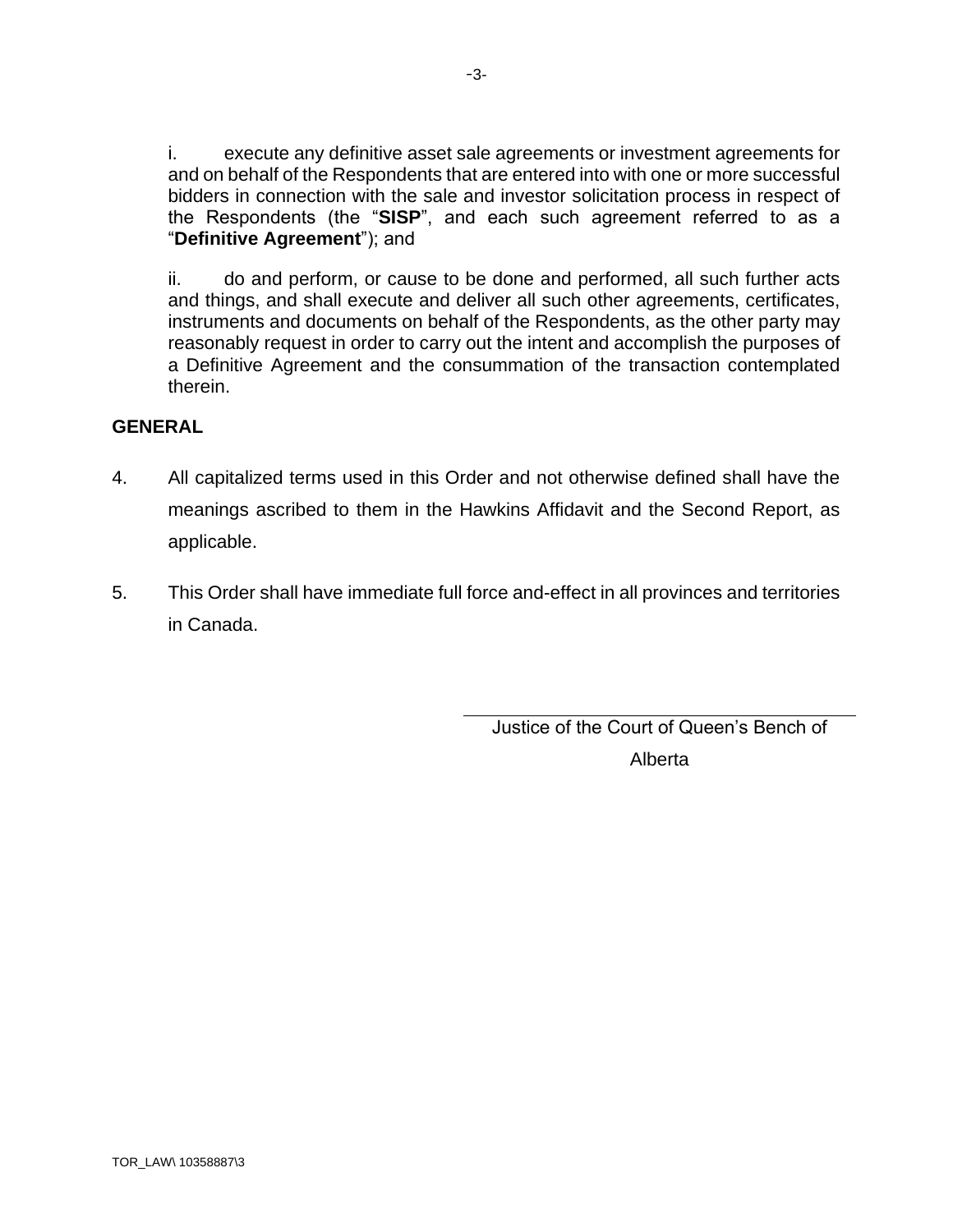i. execute any definitive asset sale agreements or investment agreements for and on behalf of the Respondents that are entered into with one or more successful bidders in connection with the sale and investor solicitation process in respect of the Respondents (the "**SISP**", and each such agreement referred to as a "**Definitive Agreement**"); and

ii. do and perform, or cause to be done and performed, all such further acts and things, and shall execute and deliver all such other agreements, certificates, instruments and documents on behalf of the Respondents, as the other party may reasonably request in order to carry out the intent and accomplish the purposes of a Definitive Agreement and the consummation of the transaction contemplated therein.

**GENERAL**

4. All capitalized terms used in this Order and not otherwise defined shall have the meanings ascribed to them in the Hawkins Affidavit and the Second Report, as applicable.

5. This Order shall have immediate full force and-effect in all provinces and territories in Canada.

\_\_\_\_\_\_\_\_\_\_\_\_\_\_\_\_\_\_\_\_\_\_\_\_\_\_\_\_\_\_\_\_\_\_\_\_\_\_

Justice of the Court of Queen's Bench of Alberta

TOR_LAW\ 10358887\3